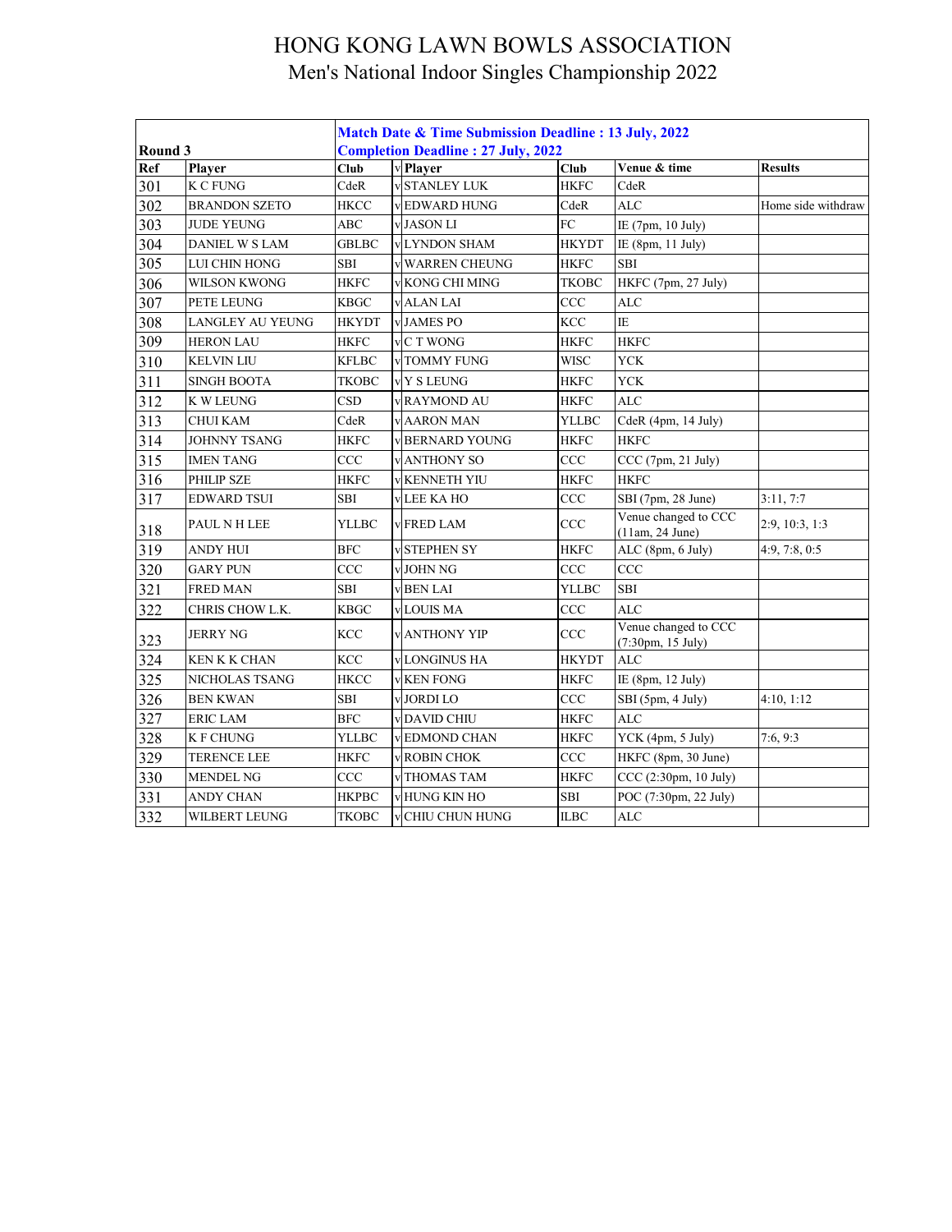# HONG KONG LAWN BOWLS ASSOCIATION
## Men's National Indoor Singles Championship 2022

| Round 3 | | Match Date & Time Submission Deadline : 13 July, 2022<br>Completion Deadline : 27 July, 2022 | | | | | |
|---|---|---|---|---|---|---|---|
| **Ref** | **Player** | **Club** | v | **Player** | **Club** | **Venue & time** | **Results** |
| 301 | K C FUNG | CdeR | v | STANLEY LUK | HKFC | CdeR | |
| 302 | BRANDON SZETO | HKCC | v | EDWARD HUNG | CdeR | ALC | Home side withdraw |
| 303 | JUDE YEUNG | ABC | v | JASON LI | FC | IE (7pm, 10 July) | |
| 304 | DANIEL W S LAM | GBLBC | v | LYNDON SHAM | HKYDT | IE (8pm, 11 July) | |
| 305 | LUI CHIN HONG | SBI | v | WARREN CHEUNG | HKFC | SBI | |
| 306 | WILSON KWONG | HKFC | v | KONG CHI MING | TKOBC | HKFC (7pm, 27 July) | |
| 307 | PETE LEUNG | KBGC | v | ALAN LAI | CCC | ALC | |
| 308 | LANGLEY AU YEUNG | HKYDT | v | JAMES PO | KCC | IE | |
| 309 | HERON LAU | HKFC | v | C T WONG | HKFC | HKFC | |
| 310 | KELVIN LIU | KFLBC | v | TOMMY FUNG | WISC | YCK | |
| 311 | SINGH BOOTA | TKOBC | v | Y S LEUNG | HKFC | YCK | |
| 312 | K W LEUNG | CSD | v | RAYMOND AU | HKFC | ALC | |
| 313 | CHUI KAM | CdeR | v | AARON MAN | YLLBC | CdeR (4pm, 14 July) | |
| 314 | JOHNNY TSANG | HKFC | v | BERNARD YOUNG | HKFC | HKFC | |
| 315 | IMEN TANG | CCC | v | ANTHONY SO | CCC | CCC (7pm, 21 July) | |
| 316 | PHILIP SZE | HKFC | v | KENNETH YIU | HKFC | HKFC | |
| 317 | EDWARD TSUI | SBI | v | LEE KA HO | CCC | SBI (7pm, 28 June) | 3:11, 7:7 |
| 318 | PAUL N H LEE | YLLBC | v | FRED LAM | CCC | Venue changed to CCC (11am, 24 June) | 2:9, 10:3, 1:3 |
| 319 | ANDY HUI | BFC | v | STEPHEN SY | HKFC | ALC (8pm, 6 July) | 4:9, 7:8, 0:5 |
| 320 | GARY PUN | CCC | v | JOHN NG | CCC | CCC | |
| 321 | FRED MAN | SBI | v | BEN LAI | YLLBC | SBI | |
| 322 | CHRIS CHOW L.K. | KBGC | v | LOUIS MA | CCC | ALC | |
| 323 | JERRY NG | KCC | v | ANTHONY YIP | CCC | Venue changed to CCC (7:30pm, 15 July) | |
| 324 | KEN K K CHAN | KCC | v | LONGINUS HA | HKYDT | ALC | |
| 325 | NICHOLAS TSANG | HKCC | v | KEN FONG | HKFC | IE (8pm, 12 July) | |
| 326 | BEN KWAN | SBI | v | JORDI LO | CCC | SBI (5pm, 4 July) | 4:10, 1:12 |
| 327 | ERIC LAM | BFC | v | DAVID CHIU | HKFC | ALC | |
| 328 | K F CHUNG | YLLBC | v | EDMOND CHAN | HKFC | YCK (4pm, 5 July) | 7:6, 9:3 |
| 329 | TERENCE LEE | HKFC | v | ROBIN CHOK | CCC | HKFC (8pm, 30 June) | |
| 330 | MENDEL NG | CCC | v | THOMAS TAM | HKFC | CCC (2:30pm, 10 July) | |
| 331 | ANDY CHAN | HKPBC | v | HUNG KIN HO | SBI | POC (7:30pm, 22 July) | |
| 332 | WILBERT LEUNG | TKOBC | v | CHIU CHUN HUNG | ILBC | ALC | |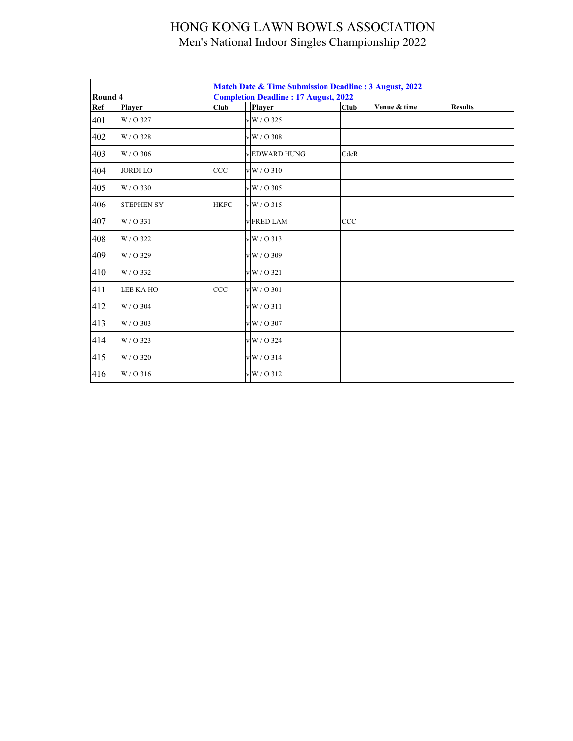# HONG KONG LAWN BOWLS ASSOCIATION
## Men's National Indoor Singles Championship 2022

| Round 4 | | Match Date & Time Submission Deadline : 3 August, 2022<br>Completion Deadline : 17 August, 2022 | | | | | |
|---|---|---|---|---|---|---|---|
| **Ref** | **Player** | **Club** | | **Player** | **Club** | **Venue & time** | **Results** |
| 401 | W / O 327 | | v | W / O 325 | | | |
| 402 | W / O 328 | | v | W / O 308 | | | |
| 403 | W / O 306 | | v | EDWARD HUNG | CdeR | | |
| 404 | JORDI LO | CCC | v | W / O 310 | | | |
| 405 | W / O 330 | | v | W / O 305 | | | |
| 406 | STEPHEN SY | HKFC | v | W / O 315 | | | |
| 407 | W / O 331 | | v | FRED LAM | CCC | | |
| 408 | W / O 322 | | v | W / O 313 | | | |
| 409 | W / O 329 | | v | W / O 309 | | | |
| 410 | W / O 332 | | v | W / O 321 | | | |
| 411 | LEE KA HO | CCC | v | W / O 301 | | | |
| 412 | W / O 304 | | v | W / O 311 | | | |
| 413 | W / O 303 | | v | W / O 307 | | | |
| 414 | W / O 323 | | v | W / O 324 | | | |
| 415 | W / O 320 | | v | W / O 314 | | | |
| 416 | W / O 316 | | v | W / O 312 | | | |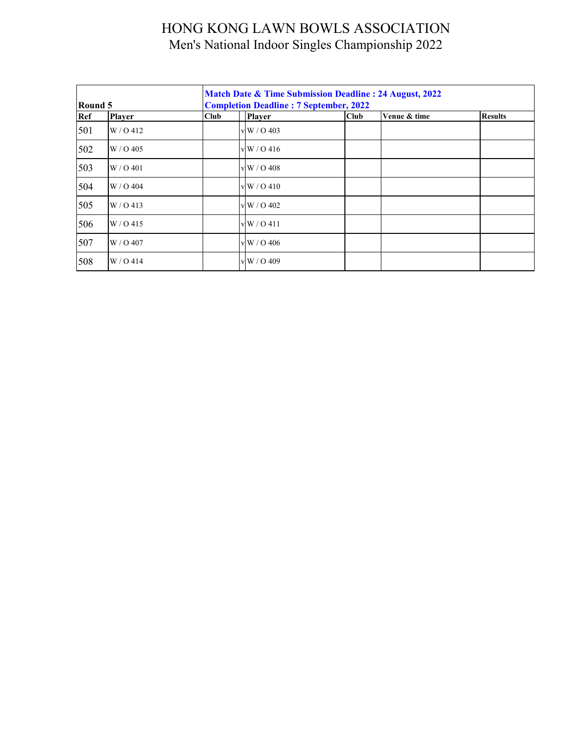# HONG KONG LAWN BOWLS ASSOCIATION
## Men's National Indoor Singles Championship 2022

**Round 5**

**Match Date & Time Submission Deadline : 24 August, 2022**
**Completion Deadline : 7 September, 2022**

| Ref | Player | Club | | Player | Club | Venue & time | Results |
|---|---|---|---|---|---|---|---|
| 501 | W / O 412 | | v | W / O 403 | | | |
| 502 | W / O 405 | | v | W / O 416 | | | |
| 503 | W / O 401 | | v | W / O 408 | | | |
| 504 | W / O 404 | | v | W / O 410 | | | |
| 505 | W / O 413 | | v | W / O 402 | | | |
| 506 | W / O 415 | | v | W / O 411 | | | |
| 507 | W / O 407 | | v | W / O 406 | | | |
| 508 | W / O 414 | | v | W / O 409 | | | |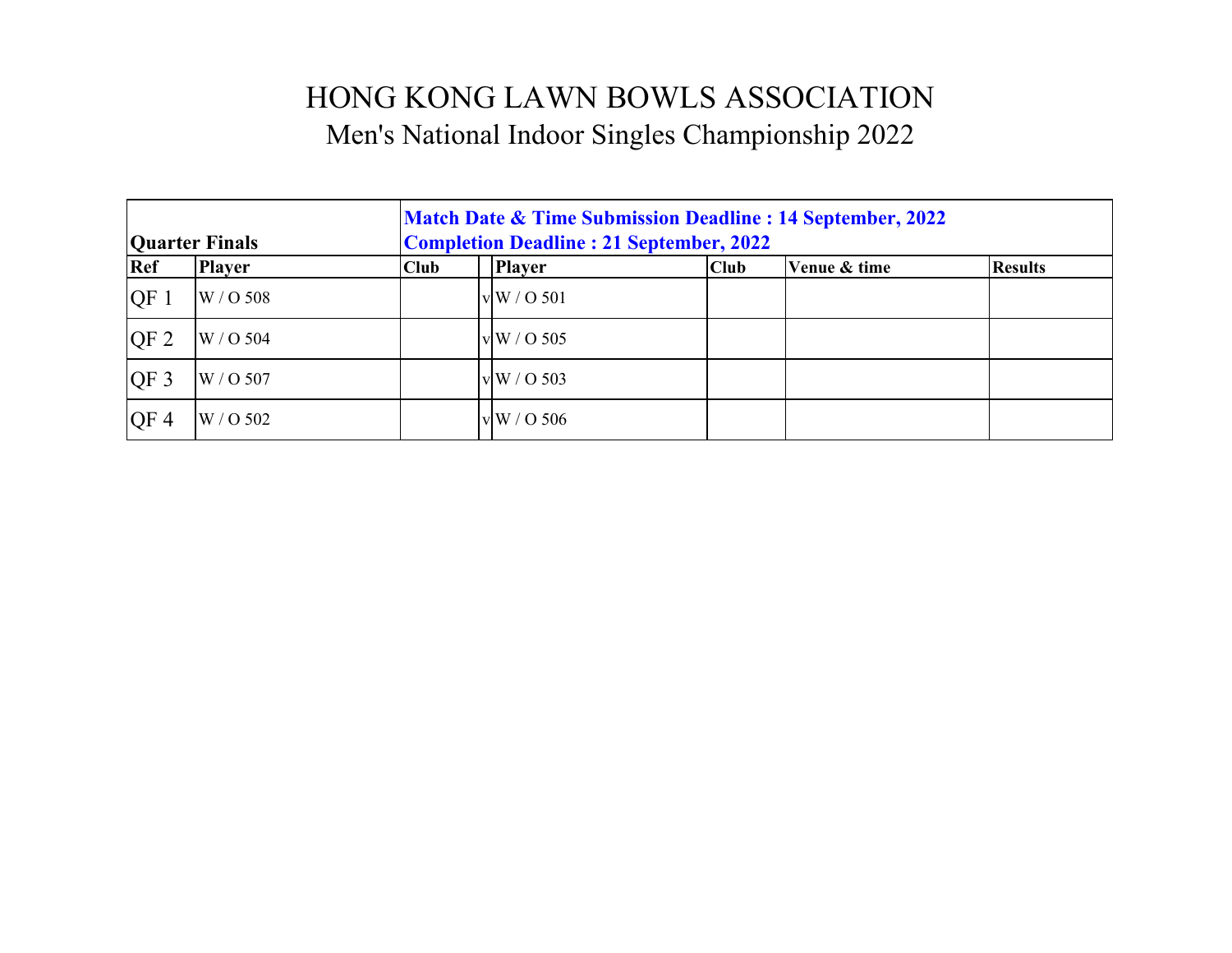# HONG KONG LAWN BOWLS ASSOCIATION

## Men's National Indoor Singles Championship 2022

| Quarter Finals | | Match Date & Time Submission Deadline : 14 September, 2022<br>Completion Deadline : 21 September, 2022 | | | | | |
|---|---|---|---|---|---|---|---|
| **Ref** | **Player** | **Club** | | **Player** | **Club** | **Venue & time** | **Results** |
| QF 1 | W / O 508 | | v | W / O 501 | | | |
| QF 2 | W / O 504 | | v | W / O 505 | | | |
| QF 3 | W / O 507 | | v | W / O 503 | | | |
| QF 4 | W / O 502 | | v | W / O 506 | | | |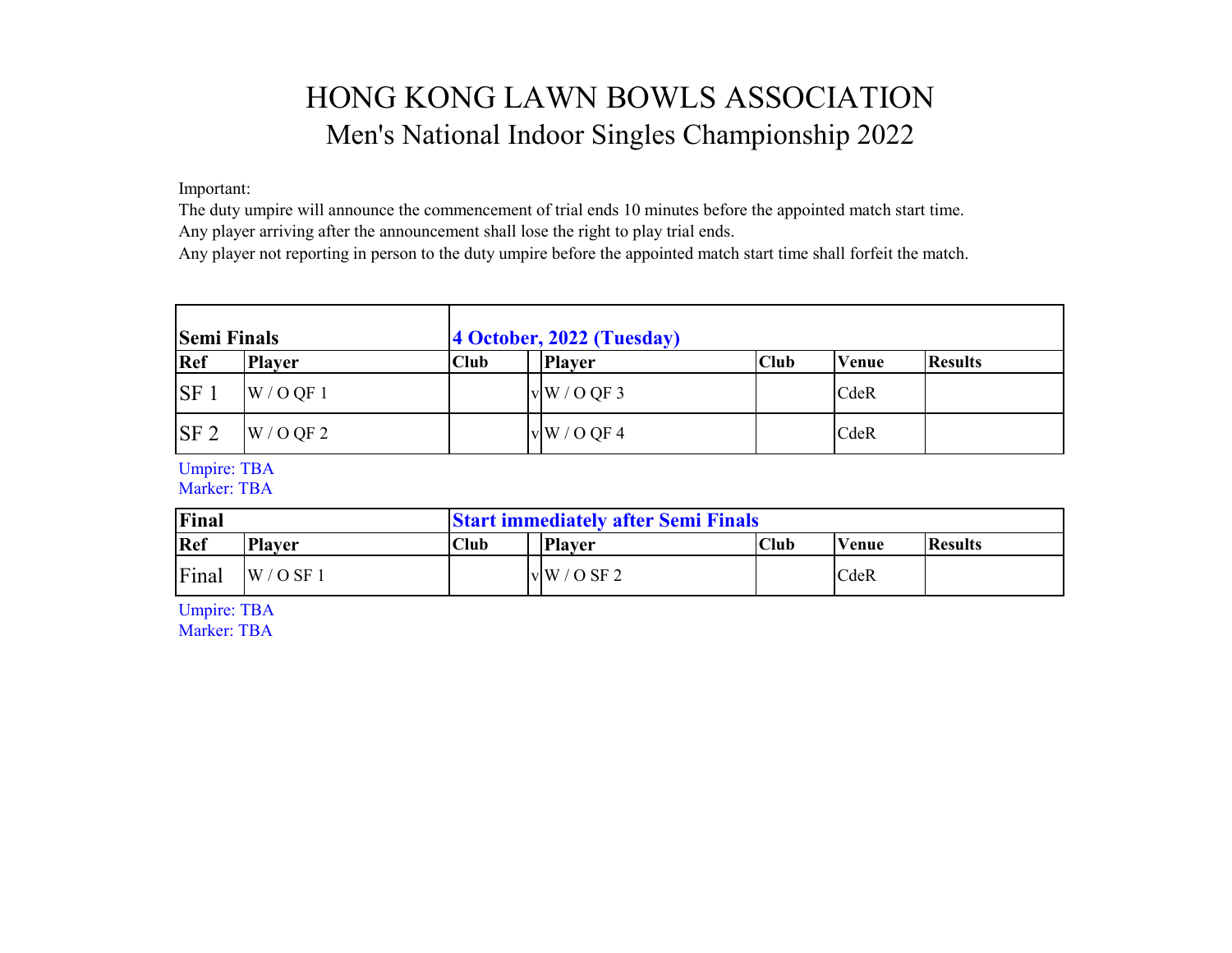# HONG KONG LAWN BOWLS ASSOCIATION
## Men's National Indoor Singles Championship 2022

Important:
The duty umpire will announce the commencement of trial ends 10 minutes before the appointed match start time.
Any player arriving after the announcement shall lose the right to play trial ends.
Any player not reporting in person to the duty umpire before the appointed match start time shall forfeit the match.

| **Semi Finals** | | | **4 October, 2022 (Tuesday)** | | | | |
|---|---|---|---|---|---|---|---|
| **Ref** | **Player** | **Club** | | **Player** | **Club** | **Venue** | **Results** |
| SF 1 | W / O QF 1 | | v | W / O QF 3 | | CdeR | |
| SF 2 | W / O QF 2 | | v | W / O QF 4 | | CdeR | |

Umpire: TBA
Marker: TBA

| **Final** | | | **Start immediately after Semi Finals** | | | | |
|---|---|---|---|---|---|---|---|
| **Ref** | **Player** | **Club** | | **Player** | **Club** | **Venue** | **Results** |
| Final | W / O SF 1 | | v | W / O SF 2 | | CdeR | |

Umpire: TBA
Marker: TBA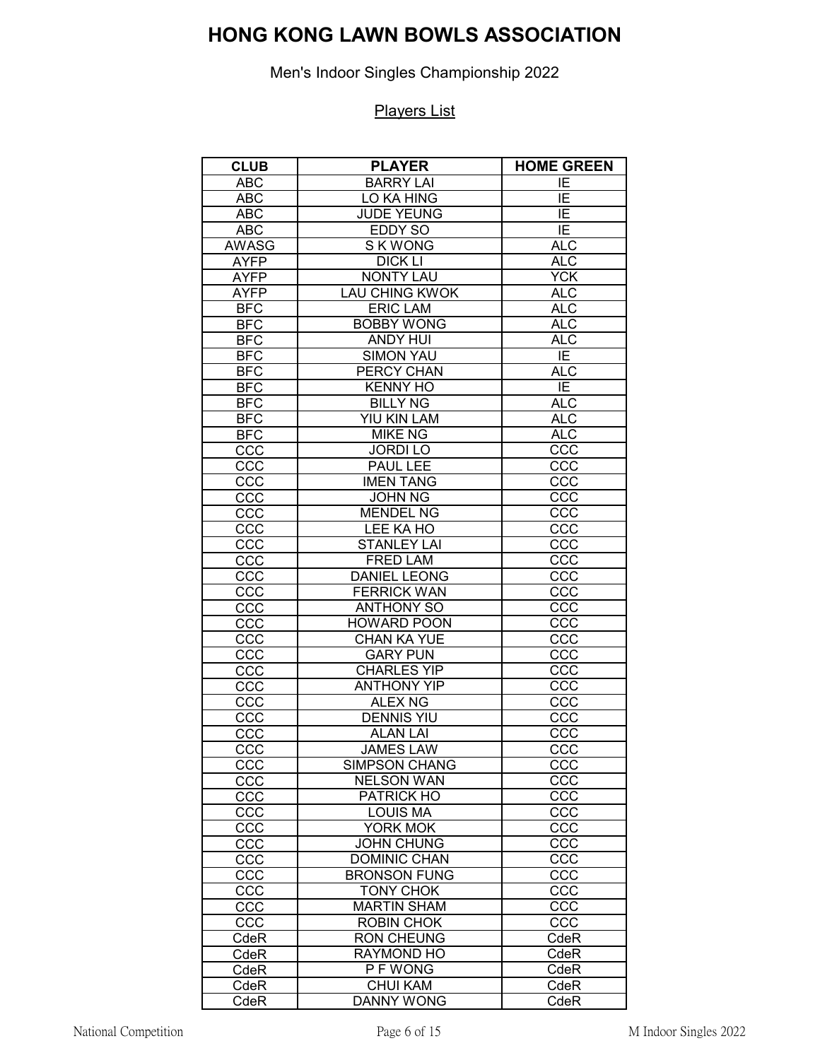# HONG KONG LAWN BOWLS ASSOCIATION

Men's Indoor Singles Championship 2022

Players List

| CLUB | PLAYER | HOME GREEN |
|---|---|---|
| ABC | BARRY LAI | IE |
| ABC | LO KA HING | IE |
| ABC | JUDE YEUNG | IE |
| ABC | EDDY SO | IE |
| AWASG | S K WONG | ALC |
| AYFP | DICK LI | ALC |
| AYFP | NONTY LAU | YCK |
| AYFP | LAU CHING KWOK | ALC |
| BFC | ERIC LAM | ALC |
| BFC | BOBBY WONG | ALC |
| BFC | ANDY HUI | ALC |
| BFC | SIMON YAU | IE |
| BFC | PERCY CHAN | ALC |
| BFC | KENNY HO | IE |
| BFC | BILLY NG | ALC |
| BFC | YIU KIN LAM | ALC |
| BFC | MIKE NG | ALC |
| CCC | JORDI LO | CCC |
| CCC | PAUL LEE | CCC |
| CCC | IMEN TANG | CCC |
| CCC | JOHN NG | CCC |
| CCC | MENDEL NG | CCC |
| CCC | LEE KA HO | CCC |
| CCC | STANLEY LAI | CCC |
| CCC | FRED LAM | CCC |
| CCC | DANIEL LEONG | CCC |
| CCC | FERRICK WAN | CCC |
| CCC | ANTHONY SO | CCC |
| CCC | HOWARD POON | CCC |
| CCC | CHAN KA YUE | CCC |
| CCC | GARY PUN | CCC |
| CCC | CHARLES YIP | CCC |
| CCC | ANTHONY YIP | CCC |
| CCC | ALEX NG | CCC |
| CCC | DENNIS YIU | CCC |
| CCC | ALAN LAI | CCC |
| CCC | JAMES LAW | CCC |
| CCC | SIMPSON CHANG | CCC |
| CCC | NELSON WAN | CCC |
| CCC | PATRICK HO | CCC |
| CCC | LOUIS MA | CCC |
| CCC | YORK MOK | CCC |
| CCC | JOHN CHUNG | CCC |
| CCC | DOMINIC CHAN | CCC |
| CCC | BRONSON FUNG | CCC |
| CCC | TONY CHOK | CCC |
| CCC | MARTIN SHAM | CCC |
| CCC | ROBIN CHOK | CCC |
| CdeR | RON CHEUNG | CdeR |
| CdeR | RAYMOND HO | CdeR |
| CdeR | P F WONG | CdeR |
| CdeR | CHUI KAM | CdeR |
| CdeR | DANNY WONG | CdeR |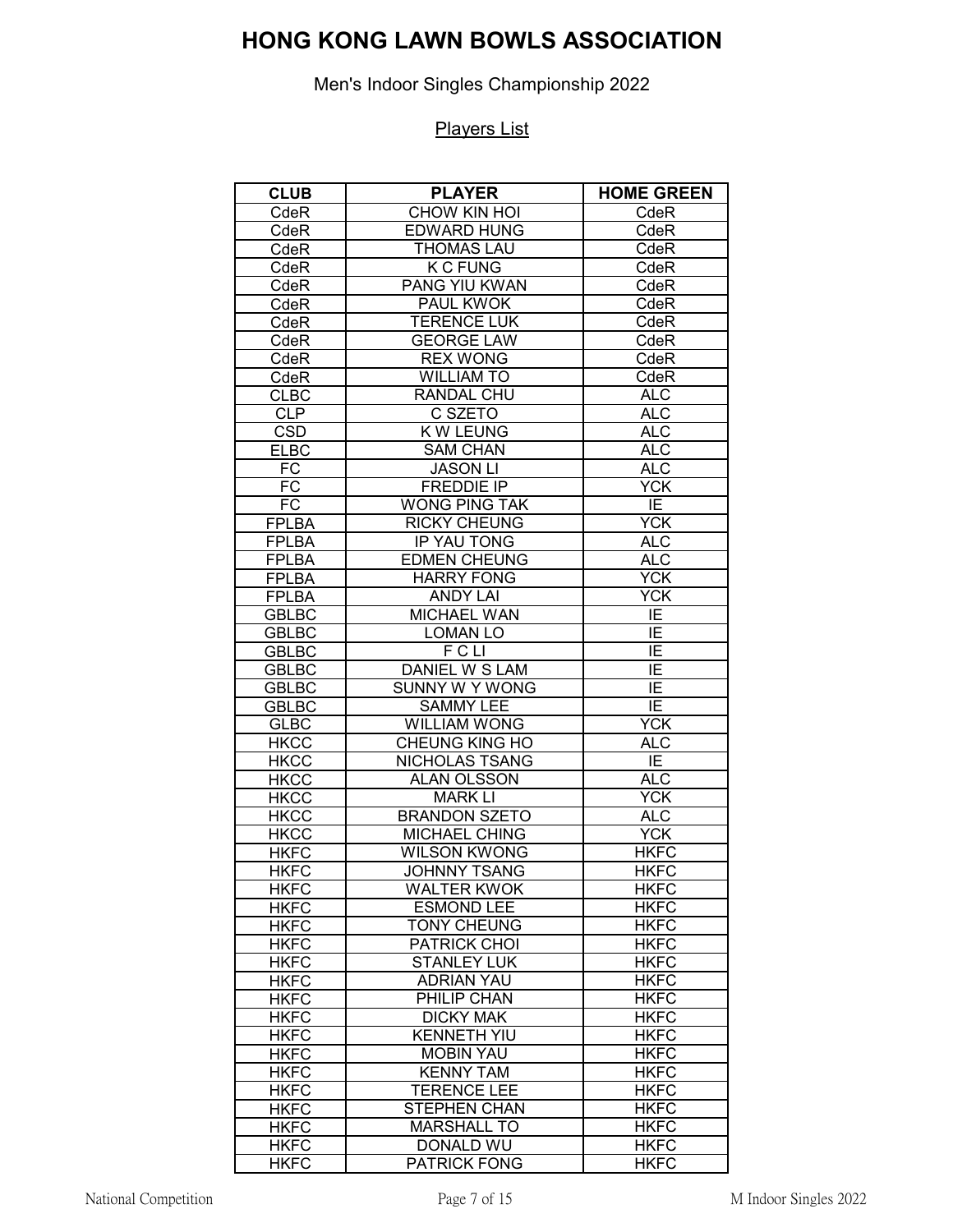# HONG KONG LAWN BOWLS ASSOCIATION

Men's Indoor Singles Championship 2022

Players List

| CLUB | PLAYER | HOME GREEN |
|---|---|---|
| CdeR | CHOW KIN HOI | CdeR |
| CdeR | EDWARD HUNG | CdeR |
| CdeR | THOMAS LAU | CdeR |
| CdeR | K C FUNG | CdeR |
| CdeR | PANG YIU KWAN | CdeR |
| CdeR | PAUL KWOK | CdeR |
| CdeR | TERENCE LUK | CdeR |
| CdeR | GEORGE LAW | CdeR |
| CdeR | REX WONG | CdeR |
| CdeR | WILLIAM TO | CdeR |
| CLBC | RANDAL CHU | ALC |
| CLP | C SZETO | ALC |
| CSD | K W LEUNG | ALC |
| ELBC | SAM CHAN | ALC |
| FC | JASON LI | ALC |
| FC | FREDDIE IP | YCK |
| FC | WONG PING TAK | IE |
| FPLBA | RICKY CHEUNG | YCK |
| FPLBA | IP YAU TONG | ALC |
| FPLBA | EDMEN CHEUNG | ALC |
| FPLBA | HARRY FONG | YCK |
| FPLBA | ANDY LAI | YCK |
| GBLBC | MICHAEL WAN | IE |
| GBLBC | LOMAN LO | IE |
| GBLBC | F C LI | IE |
| GBLBC | DANIEL W S LAM | IE |
| GBLBC | SUNNY W Y WONG | IE |
| GBLBC | SAMMY LEE | IE |
| GLBC | WILLIAM WONG | YCK |
| HKCC | CHEUNG KING HO | ALC |
| HKCC | NICHOLAS TSANG | IE |
| HKCC | ALAN OLSSON | ALC |
| HKCC | MARK LI | YCK |
| HKCC | BRANDON SZETO | ALC |
| HKCC | MICHAEL CHING | YCK |
| HKFC | WILSON KWONG | HKFC |
| HKFC | JOHNNY TSANG | HKFC |
| HKFC | WALTER KWOK | HKFC |
| HKFC | ESMOND LEE | HKFC |
| HKFC | TONY CHEUNG | HKFC |
| HKFC | PATRICK CHOI | HKFC |
| HKFC | STANLEY LUK | HKFC |
| HKFC | ADRIAN YAU | HKFC |
| HKFC | PHILIP CHAN | HKFC |
| HKFC | DICKY MAK | HKFC |
| HKFC | KENNETH YIU | HKFC |
| HKFC | MOBIN YAU | HKFC |
| HKFC | KENNY TAM | HKFC |
| HKFC | TERENCE LEE | HKFC |
| HKFC | STEPHEN CHAN | HKFC |
| HKFC | MARSHALL TO | HKFC |
| HKFC | DONALD WU | HKFC |
| HKFC | PATRICK FONG | HKFC |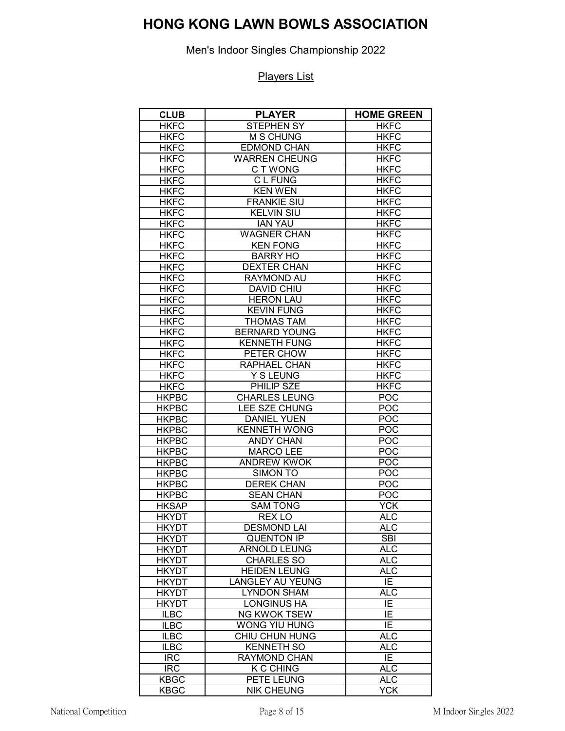# HONG KONG LAWN BOWLS ASSOCIATION

Men's Indoor Singles Championship 2022

Players List

| CLUB | PLAYER | HOME GREEN |
|---|---|---|
| HKFC | STEPHEN SY | HKFC |
| HKFC | M S CHUNG | HKFC |
| HKFC | EDMOND CHAN | HKFC |
| HKFC | WARREN CHEUNG | HKFC |
| HKFC | C T WONG | HKFC |
| HKFC | C L FUNG | HKFC |
| HKFC | KEN WEN | HKFC |
| HKFC | FRANKIE SIU | HKFC |
| HKFC | KELVIN SIU | HKFC |
| HKFC | IAN YAU | HKFC |
| HKFC | WAGNER CHAN | HKFC |
| HKFC | KEN FONG | HKFC |
| HKFC | BARRY HO | HKFC |
| HKFC | DEXTER CHAN | HKFC |
| HKFC | RAYMOND AU | HKFC |
| HKFC | DAVID CHIU | HKFC |
| HKFC | HERON LAU | HKFC |
| HKFC | KEVIN FUNG | HKFC |
| HKFC | THOMAS TAM | HKFC |
| HKFC | BERNARD YOUNG | HKFC |
| HKFC | KENNETH FUNG | HKFC |
| HKFC | PETER CHOW | HKFC |
| HKFC | RAPHAEL CHAN | HKFC |
| HKFC | Y S LEUNG | HKFC |
| HKFC | PHILIP SZE | HKFC |
| HKPBC | CHARLES LEUNG | POC |
| HKPBC | LEE SZE CHUNG | POC |
| HKPBC | DANIEL YUEN | POC |
| HKPBC | KENNETH WONG | POC |
| HKPBC | ANDY CHAN | POC |
| HKPBC | MARCO LEE | POC |
| HKPBC | ANDREW KWOK | POC |
| HKPBC | SIMON TO | POC |
| HKPBC | DEREK CHAN | POC |
| HKPBC | SEAN CHAN | POC |
| HKSAP | SAM TONG | YCK |
| HKYDT | REX LO | ALC |
| HKYDT | DESMOND LAI | ALC |
| HKYDT | QUENTON IP | SBI |
| HKYDT | ARNOLD LEUNG | ALC |
| HKYDT | CHARLES SO | ALC |
| HKYDT | HEIDEN LEUNG | ALC |
| HKYDT | LANGLEY AU YEUNG | IE |
| HKYDT | LYNDON SHAM | ALC |
| HKYDT | LONGINUS HA | IE |
| ILBC | NG KWOK TSEW | IE |
| ILBC | WONG YIU HUNG | IE |
| ILBC | CHIU CHUN HUNG | ALC |
| ILBC | KENNETH SO | ALC |
| IRC | RAYMOND CHAN | IE |
| IRC | K C CHING | ALC |
| KBGC | PETE LEUNG | ALC |
| KBGC | NIK CHEUNG | YCK |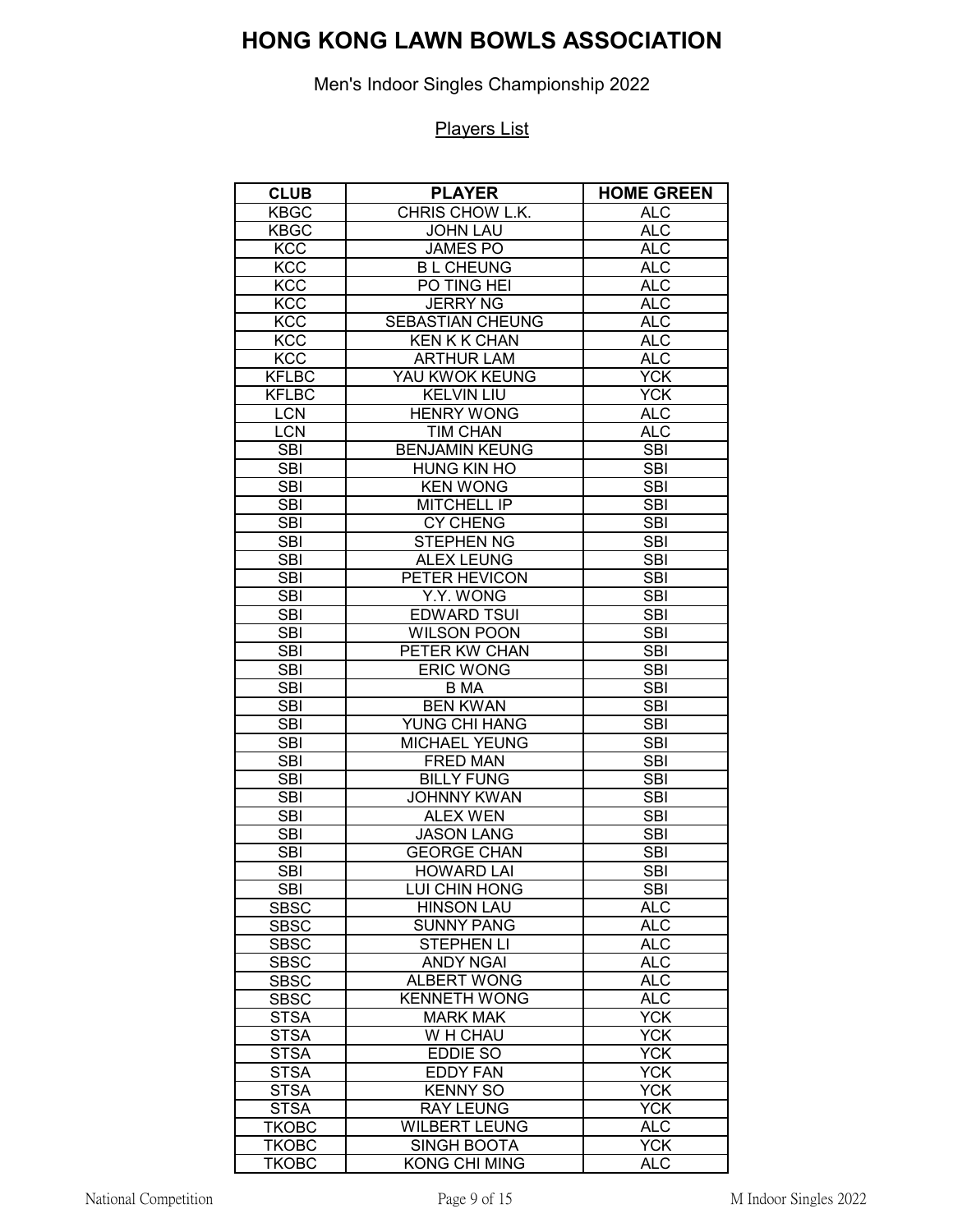# HONG KONG LAWN BOWLS ASSOCIATION

Men's Indoor Singles Championship 2022

Players List

| CLUB | PLAYER | HOME GREEN |
|---|---|---|
| KBGC | CHRIS CHOW L.K. | ALC |
| KBGC | JOHN LAU | ALC |
| KCC | JAMES PO | ALC |
| KCC | B L CHEUNG | ALC |
| KCC | PO TING HEI | ALC |
| KCC | JERRY NG | ALC |
| KCC | SEBASTIAN CHEUNG | ALC |
| KCC | KEN K K CHAN | ALC |
| KCC | ARTHUR LAM | ALC |
| KFLBC | YAU KWOK KEUNG | YCK |
| KFLBC | KELVIN LIU | YCK |
| LCN | HENRY WONG | ALC |
| LCN | TIM CHAN | ALC |
| SBI | BENJAMIN KEUNG | SBI |
| SBI | HUNG KIN HO | SBI |
| SBI | KEN WONG | SBI |
| SBI | MITCHELL IP | SBI |
| SBI | CY CHENG | SBI |
| SBI | STEPHEN NG | SBI |
| SBI | ALEX LEUNG | SBI |
| SBI | PETER HEVICON | SBI |
| SBI | Y.Y. WONG | SBI |
| SBI | EDWARD TSUI | SBI |
| SBI | WILSON POON | SBI |
| SBI | PETER KW CHAN | SBI |
| SBI | ERIC WONG | SBI |
| SBI | B MA | SBI |
| SBI | BEN KWAN | SBI |
| SBI | YUNG CHI HANG | SBI |
| SBI | MICHAEL YEUNG | SBI |
| SBI | FRED MAN | SBI |
| SBI | BILLY FUNG | SBI |
| SBI | JOHNNY KWAN | SBI |
| SBI | ALEX WEN | SBI |
| SBI | JASON LANG | SBI |
| SBI | GEORGE CHAN | SBI |
| SBI | HOWARD LAI | SBI |
| SBI | LUI CHIN HONG | SBI |
| SBSC | HINSON LAU | ALC |
| SBSC | SUNNY PANG | ALC |
| SBSC | STEPHEN LI | ALC |
| SBSC | ANDY NGAI | ALC |
| SBSC | ALBERT WONG | ALC |
| SBSC | KENNETH WONG | ALC |
| STSA | MARK MAK | YCK |
| STSA | W H CHAU | YCK |
| STSA | EDDIE SO | YCK |
| STSA | EDDY FAN | YCK |
| STSA | KENNY SO | YCK |
| STSA | RAY LEUNG | YCK |
| TKOBC | WILBERT LEUNG | ALC |
| TKOBC | SINGH BOOTA | YCK |
| TKOBC | KONG CHI MING | ALC |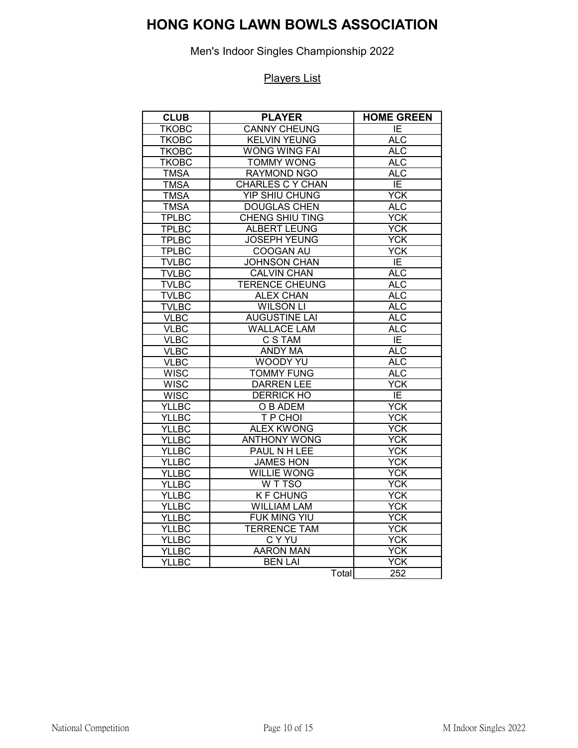# HONG KONG LAWN BOWLS ASSOCIATION

Men's Indoor Singles Championship 2022

Players List

| CLUB | PLAYER | HOME GREEN |
|---|---|---|
| TKOBC | CANNY CHEUNG | IE |
| TKOBC | KELVIN YEUNG | ALC |
| TKOBC | WONG WING FAI | ALC |
| TKOBC | TOMMY WONG | ALC |
| TMSA | RAYMOND NGO | ALC |
| TMSA | CHARLES C Y CHAN | IE |
| TMSA | YIP SHIU CHUNG | YCK |
| TMSA | DOUGLAS CHEN | ALC |
| TPLBC | CHENG SHIU TING | YCK |
| TPLBC | ALBERT LEUNG | YCK |
| TPLBC | JOSEPH YEUNG | YCK |
| TPLBC | COOGAN AU | YCK |
| TVLBC | JOHNSON CHAN | IE |
| TVLBC | CALVIN CHAN | ALC |
| TVLBC | TERENCE CHEUNG | ALC |
| TVLBC | ALEX CHAN | ALC |
| TVLBC | WILSON LI | ALC |
| VLBC | AUGUSTINE LAI | ALC |
| VLBC | WALLACE LAM | ALC |
| VLBC | C S TAM | IE |
| VLBC | ANDY MA | ALC |
| VLBC | WOODY YU | ALC |
| WISC | TOMMY FUNG | ALC |
| WISC | DARREN LEE | YCK |
| WISC | DERRICK HO | IE |
| YLLBC | O B ADEM | YCK |
| YLLBC | T P CHOI | YCK |
| YLLBC | ALEX KWONG | YCK |
| YLLBC | ANTHONY WONG | YCK |
| YLLBC | PAUL N H LEE | YCK |
| YLLBC | JAMES HON | YCK |
| YLLBC | WILLIE WONG | YCK |
| YLLBC | W T TSO | YCK |
| YLLBC | K F CHUNG | YCK |
| YLLBC | WILLIAM LAM | YCK |
| YLLBC | FUK MING YIU | YCK |
| YLLBC | TERRENCE TAM | YCK |
| YLLBC | C Y YU | YCK |
| YLLBC | AARON MAN | YCK |
| YLLBC | BEN LAI | YCK |
| | Total | 252 |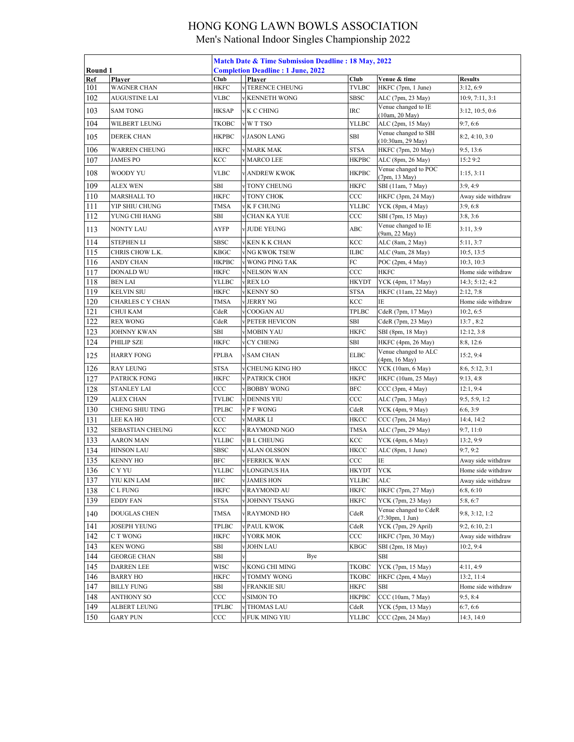# HONG KONG LAWN BOWLS ASSOCIATION

## Men's National Indoor Singles Championship 2022

**Match Date & Time Submission Deadline : 18 May, 2022**

**Completion Deadline : 1 June, 2022**

**Round 1**

| Ref | Player | Club | | Player | Club | Venue & time | Results |
|---|---|---|---|---|---|---|---|
| 101 | WAGNER CHAN | HKFC | v | TERENCE CHEUNG | TVLBC | HKFC (7pm, 1 June) | 3:12, 6:9 |
| 102 | AUGUSTINE LAI | VLBC | v | KENNETH WONG | SBSC | ALC (7pm, 23 May) | 10:9, 7:11, 3:1 |
| 103 | SAM TONG | HKSAP | v | K C CHING | IRC | Venue changed to IE (10am, 20 May) | 3:12, 10:5, 0:6 |
| 104 | WILBERT LEUNG | TKOBC | v | W T TSO | YLLBC | ALC (2pm, 15 May) | 9:7, 6:6 |
| 105 | DEREK CHAN | HKPBC | v | JASON LANG | SBI | Venue changed to SBI (10:30am, 29 May) | 8:2, 4:10, 3:0 |
| 106 | WARREN CHEUNG | HKFC | v | MARK MAK | STSA | HKFC (7pm, 20 May) | 9:5, 13:6 |
| 107 | JAMES PO | KCC | v | MARCO LEE | HKPBC | ALC (8pm, 26 May) | 15:2 9:2 |
| 108 | WOODY YU | VLBC | v | ANDREW KWOK | HKPBC | Venue changed to POC (7pm, 13 May) | 1:15, 3:11 |
| 109 | ALEX WEN | SBI | v | TONY CHEUNG | HKFC | SBI (11am, 7 May) | 3:9, 4:9 |
| 110 | MARSHALL TO | HKFC | v | TONY CHOK | CCC | HKFC (3pm, 24 May) | Away side withdraw |
| 111 | YIP SHIU CHUNG | TMSA | v | K F CHUNG | YLLBC | YCK (8pm, 4 May) | 3:9, 6:8 |
| 112 | YUNG CHI HANG | SBI | v | CHAN KA YUE | CCC | SBI (7pm, 15 May) | 3:8, 3:6 |
| 113 | NONTY LAU | AYFP | v | JUDE YEUNG | ABC | Venue changed to IE (9am, 22 May) | 3:11, 3:9 |
| 114 | STEPHEN LI | SBSC | v | KEN K K CHAN | KCC | ALC (8am, 2 May) | 5:11, 3:7 |
| 115 | CHRIS CHOW L.K. | KBGC | v | NG KWOK TSEW | ILBC | ALC (9am, 28 May) | 10:5, 13:5 |
| 116 | ANDY CHAN | HKPBC | v | WONG PING TAK | FC | POC (2pm, 4 May) | 10:3, 10:3 |
| 117 | DONALD WU | HKFC | v | NELSON WAN | CCC | HKFC | Home side withdraw |
| 118 | BEN LAI | YLLBC | v | REX LO | HKYDT | YCK (4pm, 17 May) | 14:3; 5:12; 4:2 |
| 119 | KELVIN SIU | HKFC | v | KENNY SO | STSA | HKFC (11am, 22 May) | 2:12, 7:8 |
| 120 | CHARLES C Y CHAN | TMSA | v | JERRY NG | KCC | IE | Home side withdraw |
| 121 | CHUI KAM | CdeR | v | COOGAN AU | TPLBC | CdeR (7pm, 17 May) | 10:2, 6:5 |
| 122 | REX WONG | CdeR | v | PETER HEVICON | SBI | CdeR (7pm, 23 May) | 13:7 , 8:2 |
| 123 | JOHNNY KWAN | SBI | v | MOBIN YAU | HKFC | SBI (8pm, 18 May) | 12:12, 3:8 |
| 124 | PHILIP SZE | HKFC | v | CY CHENG | SBI | HKFC (4pm, 26 May) | 8:8, 12:6 |
| 125 | HARRY FONG | FPLBA | v | SAM CHAN | ELBC | Venue changed to ALC (4pm, 16 May) | 15:2, 9:4 |
| 126 | RAY LEUNG | STSA | v | CHEUNG KING HO | HKCC | YCK (10am, 6 May) | 8:6, 5:12, 3:1 |
| 127 | PATRICK FONG | HKFC | v | PATRICK CHOI | HKFC | HKFC (10am, 25 May) | 9:13, 4:8 |
| 128 | STANLEY LAI | CCC | v | BOBBY WONG | BFC | CCC (3pm, 4 May) | 12:1, 9:4 |
| 129 | ALEX CHAN | TVLBC | v | DENNIS YIU | CCC | ALC (7pm, 3 May) | 9:5, 5:9, 1:2 |
| 130 | CHENG SHIU TING | TPLBC | v | P F WONG | CdeR | YCK (4pm, 9 May) | 6:6, 3:9 |
| 131 | LEE KA HO | CCC | v | MARK LI | HKCC | CCC (7pm, 24 May) | 14:4, 14:2 |
| 132 | SEBASTIAN CHEUNG | KCC | v | RAYMOND NGO | TMSA | ALC (7pm, 29 May) | 9:7, 11:0 |
| 133 | AARON MAN | YLLBC | v | B L CHEUNG | KCC | YCK (4pm, 6 May) | 13:2, 9:9 |
| 134 | HINSON LAU | SBSC | v | ALAN OLSSON | HKCC | ALC (8pm, 1 June) | 9:7, 9:2 |
| 135 | KENNY HO | BFC | v | FERRICK WAN | CCC | IE | Away side withdraw |
| 136 | C Y YU | YLLBC | v | LONGINUS HA | HKYDT | YCK | Home side withdraw |
| 137 | YIU KIN LAM | BFC | v | JAMES HON | YLLBC | ALC | Away side withdraw |
| 138 | C L FUNG | HKFC | v | RAYMOND AU | HKFC | HKFC (7pm, 27 May) | 6:8, 6:10 |
| 139 | EDDY FAN | STSA | v | JOHNNY TSANG | HKFC | YCK (7pm, 23 May) | 5:8, 6:7 |
| 140 | DOUGLAS CHEN | TMSA | v | RAYMOND HO | CdeR | Venue changed to CdeR (7:30pm, 1 Jun) | 9:8, 3:12, 1:2 |
| 141 | JOSEPH YEUNG | TPLBC | v | PAUL KWOK | CdeR | YCK (7pm, 29 April) | 9:2, 6:10, 2:1 |
| 142 | C T WONG | HKFC | v | YORK MOK | CCC | HKFC (7pm, 30 May) | Away side withdraw |
| 143 | KEN WONG | SBI | v | JOHN LAU | KBGC | SBI (2pm, 18 May) | 10:2, 9:4 |
| 144 | GEORGE CHAN | SBI | v | Bye | | SBI | |
| 145 | DARREN LEE | WISC | v | KONG CHI MING | TKOBC | YCK (7pm, 15 May) | 4:11, 4:9 |
| 146 | BARRY HO | HKFC | v | TOMMY WONG | TKOBC | HKFC (2pm, 4 May) | 13:2, 11:4 |
| 147 | BILLY FUNG | SBI | v | FRANKIE SIU | HKFC | SBI | Home side withdraw |
| 148 | ANTHONY SO | CCC | v | SIMON TO | HKPBC | CCC (10am, 7 May) | 9:5, 8:4 |
| 149 | ALBERT LEUNG | TPLBC | v | THOMAS LAU | CdeR | YCK (5pm, 13 May) | 6:7, 6:6 |
| 150 | GARY PUN | CCC | v | FUK MING YIU | YLLBC | CCC (2pm, 24 May) | 14:3, 14:0 |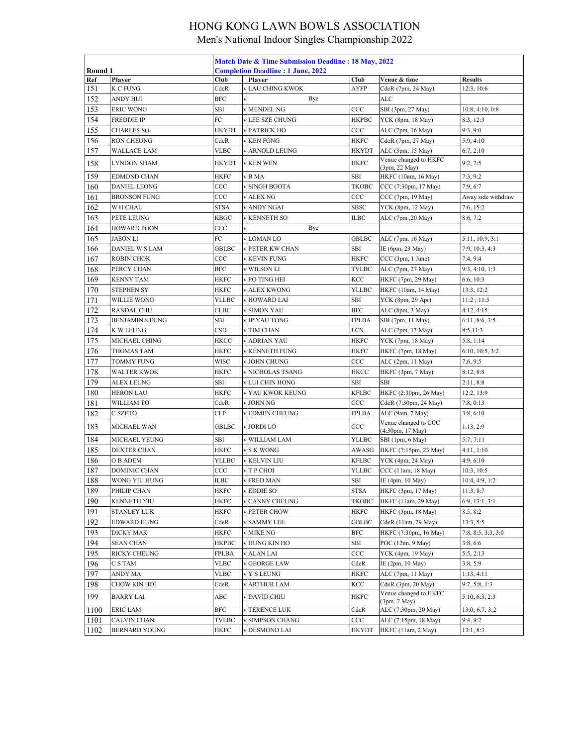# HONG KONG LAWN BOWLS ASSOCIATION

## Men's National Indoor Singles Championship 2022

**Match Date & Time Submission Deadline : 18 May, 2022**
**Completion Deadline : 1 June, 2022**

**Round 1**

| Ref | Player | Club | | Player | Club | Venue & time | Results |
|---|---|---|---|---|---|---|---|
| 151 | K C FUNG | CdeR | v | LAU CHING KWOK | AYFP | CdeR (7pm, 24 May) | 12:3, 10:6 |
| 152 | ANDY HUI | BFC | v | Bye | | ALC | |
| 153 | ERIC WONG | SBI | v | MENDEL NG | CCC | SBI (3pm, 27 May) | 10:8, 4:10, 0:8 |
| 154 | FREDDIE IP | FC | v | LEE SZE CHUNG | HKPBC | YCK (8pm, 18 May) | 8:3, 12:3 |
| 155 | CHARLES SO | HKYDT | v | PATRICK HO | CCC | ALC (7pm, 16 May) | 9:3, 9:0 |
| 156 | RON CHEUNG | CdeR | v | KEN FONG | HKFC | CdeR (7pm, 27 May) | 5:9, 4:10 |
| 157 | WALLACE LAM | VLBC | v | ARNOLD LEUNG | HKYDT | ALC (3pm, 15 May) | 6:7, 2:10 |
| 158 | LYNDON SHAM | HKYDT | v | KEN WEN | HKFC | Venue changed to HKFC (3pm, 22 May) | 9:2, 7:5 |
| 159 | EDMOND CHAN | HKFC | v | B MA | SBI | HKFC (10am, 16 May) | 7:3, 9:2 |
| 160 | DANIEL LEONG | CCC | v | SINGH BOOTA | TKOBC | CCC (7:30pm, 17 May) | 7:9, 6:7 |
| 161 | BRONSON FUNG | CCC | v | ALEX NG | CCC | CCC (7pm, 19 May) | Away side withdraw |
| 162 | W H CHAU | STSA | v | ANDY NGAI | SBSC | YCK (8pm, 12 May) | 7:6, 15:2 |
| 163 | PETE LEUNG | KBGC | v | KENNETH SO | ILBC | ALC (7pm ,20 May) | 8:6, 7:2 |
| 164 | HOWARD POON | CCC | v | Bye | | | |
| 165 | JASON LI | FC | v | LOMAN LO | GBLBC | ALC (7pm, 16 May) | 5:11, 10:9, 3:1 |
| 166 | DANIEL W S LAM | GBLBC | v | PETER KW CHAN | SBI | IE (6pm, 23 May) | 7:9, 10:3, 4:3 |
| 167 | ROBIN CHOK | CCC | v | KEVIN FUNG | HKFC | CCC (3pm, 1 June) | 7:4, 9:4 |
| 168 | PERCY CHAN | BFC | v | WILSON LI | TVLBC | ALC (7pm, 27 May) | 9:3, 4:10, 1:3 |
| 169 | KENNY TAM | HKFC | v | PO TING HEI | KCC | HKFC (7pm, 29 May) | 6:6, 10:3 |
| 170 | STEPHEN SY | HKFC | v | ALEX KWONG | YLLBC | HKFC (10am, 14 May) | 13:3, 12:2 |
| 171 | WILLIE WONG | YLLBC | v | HOWARD LAI | SBI | YCK (8pm, 29 Apr) | 11:2 ; 11:5 |
| 172 | RANDAL CHU | CLBC | v | SIMON YAU | BFC | ALC (8pm, 3 May) | 4:12, 4:15 |
| 173 | BENJAMIN KEUNG | SBI | v | IP YAU TONG | FPLBA | SBI (7pm, 11 May) | 6:11, 8:6, 3:5 |
| 174 | K W LEUNG | CSD | v | TIM CHAN | LCN | ALC (2pm, 13 May) | 8:5,11:3 |
| 175 | MICHAEL CHING | HKCC | v | ADRIAN YAU | HKFC | YCK (7pm, 18 May) | 5:8, 1:14 |
| 176 | THOMAS TAM | HKFC | v | KENNETH FUNG | HKFC | HKFC (7pm, 18 May) | 6:10, 10:5, 3:2 |
| 177 | TOMMY FUNG | WISC | v | JOHN CHUNG | CCC | ALC (2pm, 11 May) | 7;6, 9:5 |
| 178 | WALTER KWOK | HKFC | v | NICHOLAS TSANG | HKCC | HKFC (3pm, 7 May) | 8:12, 8:8 |
| 179 | ALEX LEUNG | SBI | v | LUI CHIN HONG | SBI | SBI | 2:11, 8:8 |
| 180 | HERON LAU | HKFC | v | YAU KWOK KEUNG | KFLBC | HKFC (2:30pm, 26 May) | 12:2, 13:9 |
| 181 | WILLIAM TO | CdeR | v | JOHN NG | CCC | CdeR (7:30pm, 24 May) | 7:8, 0:13 |
| 182 | C SZETO | CLP | v | EDMEN CHEUNG | FPLBA | ALC (9am, 7 May) | 3:8, 6:10 |
| 183 | MICHAEL WAN | GBLBC | v | JORDI LO | CCC | Venue changed to CCC (4:30pm, 17 May) | 1:13, 2:9 |
| 184 | MICHAEL YEUNG | SBI | v | WILLIAM LAM | YLLBC | SBI (1pm, 6 May) | 5:7; 7:11 |
| 185 | DEXTER CHAN | HKFC | v | S K WONG | AWASG | HKFC (7:15pm, 23 May) | 4:11, 1:10 |
| 186 | O B ADEM | YLLBC | v | KELVIN LIU | KFLBC | YCK (4pm, 24 May) | 4:9, 6:10 |
| 187 | DOMINIC CHAN | CCC | v | T P CHOI | YLLBC | CCC (11am, 18 May) | 10:3, 10:5 |
| 188 | WONG YIU HUNG | ILBC | v | FRED MAN | SBI | IE (4pm, 10 May) | 10:4, 4:9, 1:2 |
| 189 | PHILIP CHAN | HKFC | v | EDDIE SO | STSA | HKFC (3pm, 17 May) | 11:3, 8:7 |
| 190 | KENNETH YIU | HKFC | v | CANNY CHEUNG | TKOBC | HKFC (11am, 29 May) | 6:9, 13:1, 3:1 |
| 191 | STANLEY LUK | HKFC | v | PETER CHOW | HKFC | HKFC (3pm, 18 May) | 8:5, 8:2 |
| 192 | EDWARD HUNG | CdeR | v | SAMMY LEE | GBLBC | CdeR (11am, 29 May) | 13:3, 5:5 |
| 193 | DICKY MAK | HKFC | v | MIKE NG | BFC | HKFC (7:30pm, 16 May) | 7:8, 8:5, 3:3, 3:0 |
| 194 | SEAN CHAN | HKPBC | v | HUNG KIN HO | SBI | POC (12nn, 9 May) | 3:8, 6:6 |
| 195 | RICKY CHEUNG | FPLBA | v | ALAN LAI | CCC | YCK (4pm, 19 May) | 5:5, 2:13 |
| 196 | C S TAM | VLBC | v | GEORGE LAW | CdeR | IE (2pm, 10 May) | 3:8, 5:9 |
| 197 | ANDY MA | VLBC | v | Y S LEUNG | HKFC | ALC (7pm, 11 May) | 1:13, 4:11 |
| 198 | CHOW KIN HOI | CdeR | v | ARTHUR LAM | KCC | CdeR (3pm, 20 May) | 9:7, 5:8, 1:3 |
| 199 | BARRY LAI | ABC | v | DAVID CHIU | HKFC | Venue changed to HKFC (3pm, 7 May) | 5:10, 6:3, 2:3 |
| 1100 | ERIC LAM | BFC | v | TERENCE LUK | CdeR | ALC (7:30pm, 20 May) | 13:0; 6:7; 3;2 |
| 1101 | CALVIN CHAN | TVLBC | v | SIMPSON CHANG | CCC | ALC (7:15pm, 18 May) | 9:4, 9:2 |
| 1102 | BERNARD YOUNG | HKFC | v | DESMOND LAI | HKYDT | HKFC (11am, 2 May) | 13:1, 8:3 |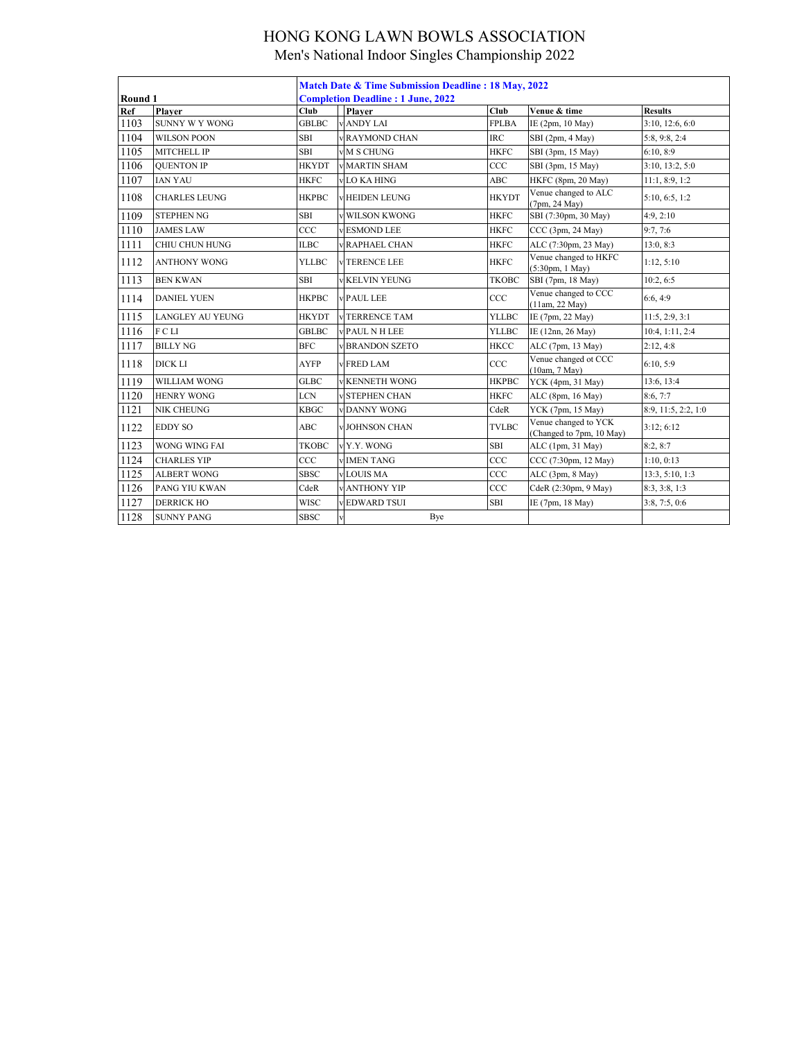# HONG KONG LAWN BOWLS ASSOCIATION

## Men's National Indoor Singles Championship 2022

| Round 1 | | Match Date & Time Submission Deadline : 18 May, 2022<br>Completion Deadline : 1 June, 2022 | | | | | |
|---|---|---|---|---|---|---|---|
| Ref | Player | Club | | Player | Club | Venue & time | Results |
| 1103 | SUNNY W Y WONG | GBLBC | v | ANDY LAI | FPLBA | IE (2pm, 10 May) | 3:10, 12:6, 6:0 |
| 1104 | WILSON POON | SBI | v | RAYMOND CHAN | IRC | SBI (2pm, 4 May) | 5:8, 9:8, 2:4 |
| 1105 | MITCHELL IP | SBI | v | M S CHUNG | HKFC | SBI (3pm, 15 May) | 6:10, 8:9 |
| 1106 | QUENTON IP | HKYDT | v | MARTIN SHAM | CCC | SBI (3pm, 15 May) | 3:10, 13:2, 5:0 |
| 1107 | IAN YAU | HKFC | v | LO KA HING | ABC | HKFC (8pm, 20 May) | 11:1, 8:9, 1:2 |
| 1108 | CHARLES LEUNG | HKPBC | v | HEIDEN LEUNG | HKYDT | Venue changed to ALC (7pm, 24 May) | 5:10, 6:5, 1:2 |
| 1109 | STEPHEN NG | SBI | v | WILSON KWONG | HKFC | SBI (7:30pm, 30 May) | 4:9, 2:10 |
| 1110 | JAMES LAW | CCC | v | ESMOND LEE | HKFC | CCC (3pm, 24 May) | 9:7, 7:6 |
| 1111 | CHIU CHUN HUNG | ILBC | v | RAPHAEL CHAN | HKFC | ALC (7:30pm, 23 May) | 13:0, 8:3 |
| 1112 | ANTHONY WONG | YLLBC | v | TERENCE LEE | HKFC | Venue changed to HKFC (5:30pm, 1 May) | 1:12, 5:10 |
| 1113 | BEN KWAN | SBI | v | KELVIN YEUNG | TKOBC | SBI (7pm, 18 May) | 10:2, 6:5 |
| 1114 | DANIEL YUEN | HKPBC | v | PAUL LEE | CCC | Venue changed to CCC (11am, 22 May) | 6:6, 4:9 |
| 1115 | LANGLEY AU YEUNG | HKYDT | v | TERRENCE TAM | YLLBC | IE (7pm, 22 May) | 11:5, 2:9, 3:1 |
| 1116 | F C LI | GBLBC | v | PAUL N H LEE | YLLBC | IE (12nn, 26 May) | 10:4, 1:11, 2:4 |
| 1117 | BILLY NG | BFC | v | BRANDON SZETO | HKCC | ALC (7pm, 13 May) | 2:12, 4:8 |
| 1118 | DICK LI | AYFP | v | FRED LAM | CCC | Venue changed ot CCC (10am, 7 May) | 6:10, 5:9 |
| 1119 | WILLIAM WONG | GLBC | v | KENNETH WONG | HKPBC | YCK (4pm, 31 May) | 13:6, 13:4 |
| 1120 | HENRY WONG | LCN | v | STEPHEN CHAN | HKFC | ALC (8pm, 16 May) | 8:6, 7:7 |
| 1121 | NIK CHEUNG | KBGC | v | DANNY WONG | CdeR | YCK (7pm, 15 May) | 8:9, 11:5, 2:2, 1:0 |
| 1122 | EDDY SO | ABC | v | JOHNSON CHAN | TVLBC | Venue changed to YCK (Changed to 7pm, 10 May) | 3:12; 6:12 |
| 1123 | WONG WING FAI | TKOBC | v | Y.Y. WONG | SBI | ALC (1pm, 31 May) | 8:2, 8:7 |
| 1124 | CHARLES YIP | CCC | v | IMEN TANG | CCC | CCC (7:30pm, 12 May) | 1:10, 0:13 |
| 1125 | ALBERT WONG | SBSC | v | LOUIS MA | CCC | ALC (3pm, 8 May) | 13:3, 5:10, 1:3 |
| 1126 | PANG YIU KWAN | CdeR | v | ANTHONY YIP | CCC | CdeR (2:30pm, 9 May) | 8:3, 3:8, 1:3 |
| 1127 | DERRICK HO | WISC | v | EDWARD TSUI | SBI | IE (7pm, 18 May) | 3:8, 7:5, 0:6 |
| 1128 | SUNNY PANG | SBSC | v | Bye | | | |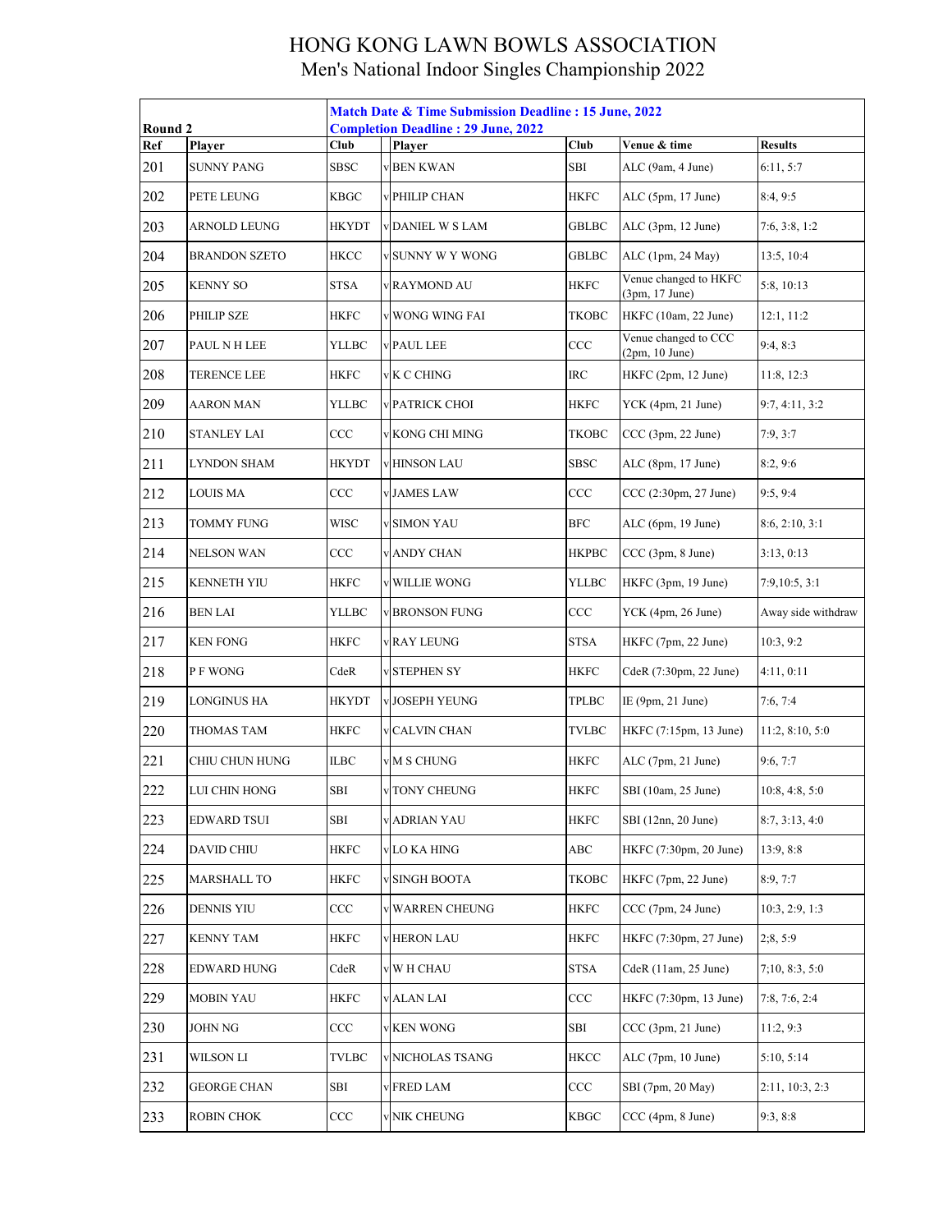# HONG KONG LAWN BOWLS ASSOCIATION

## Men's National Indoor Singles Championship 2022

| Round 2 | | | Match Date & Time Submission Deadline : 15 June, 2022<br>Completion Deadline : 29 June, 2022 | | | | |
|---|---|---|---|---|---|---|---|
| Ref | Player | Club | | Player | Club | Venue & time | Results |
| 201 | SUNNY PANG | SBSC | v | BEN KWAN | SBI | ALC (9am, 4 June) | 6:11, 5:7 |
| 202 | PETE LEUNG | KBGC | v | PHILIP CHAN | HKFC | ALC (5pm, 17 June) | 8:4, 9:5 |
| 203 | ARNOLD LEUNG | HKYDT | v | DANIEL W S LAM | GBLBC | ALC (3pm, 12 June) | 7:6, 3:8, 1:2 |
| 204 | BRANDON SZETO | HKCC | v | SUNNY W Y WONG | GBLBC | ALC (1pm, 24 May) | 13:5, 10:4 |
| 205 | KENNY SO | STSA | v | RAYMOND AU | HKFC | Venue changed to HKFC (3pm, 17 June) | 5:8, 10:13 |
| 206 | PHILIP SZE | HKFC | v | WONG WING FAI | TKOBC | HKFC (10am, 22 June) | 12:1, 11:2 |
| 207 | PAUL N H LEE | YLLBC | v | PAUL LEE | CCC | Venue changed to CCC (2pm, 10 June) | 9:4, 8:3 |
| 208 | TERENCE LEE | HKFC | v | K C CHING | IRC | HKFC (2pm, 12 June) | 11:8, 12:3 |
| 209 | AARON MAN | YLLBC | v | PATRICK CHOI | HKFC | YCK (4pm, 21 June) | 9:7, 4:11, 3:2 |
| 210 | STANLEY LAI | CCC | v | KONG CHI MING | TKOBC | CCC (3pm, 22 June) | 7:9, 3:7 |
| 211 | LYNDON SHAM | HKYDT | v | HINSON LAU | SBSC | ALC (8pm, 17 June) | 8:2, 9:6 |
| 212 | LOUIS MA | CCC | v | JAMES LAW | CCC | CCC (2:30pm, 27 June) | 9:5, 9:4 |
| 213 | TOMMY FUNG | WISC | v | SIMON YAU | BFC | ALC (6pm, 19 June) | 8:6, 2:10, 3:1 |
| 214 | NELSON WAN | CCC | v | ANDY CHAN | HKPBC | CCC (3pm, 8 June) | 3:13, 0:13 |
| 215 | KENNETH YIU | HKFC | v | WILLIE WONG | YLLBC | HKFC (3pm, 19 June) | 7:9,10:5, 3:1 |
| 216 | BEN LAI | YLLBC | v | BRONSON FUNG | CCC | YCK (4pm, 26 June) | Away side withdraw |
| 217 | KEN FONG | HKFC | v | RAY LEUNG | STSA | HKFC (7pm, 22 June) | 10:3, 9:2 |
| 218 | P F WONG | CdeR | v | STEPHEN SY | HKFC | CdeR (7:30pm, 22 June) | 4:11, 0:11 |
| 219 | LONGINUS HA | HKYDT | v | JOSEPH YEUNG | TPLBC | IE (9pm, 21 June) | 7:6, 7:4 |
| 220 | THOMAS TAM | HKFC | v | CALVIN CHAN | TVLBC | HKFC (7:15pm, 13 June) | 11:2, 8:10, 5:0 |
| 221 | CHIU CHUN HUNG | ILBC | v | M S CHUNG | HKFC | ALC (7pm, 21 June) | 9:6, 7:7 |
| 222 | LUI CHIN HONG | SBI | v | TONY CHEUNG | HKFC | SBI (10am, 25 June) | 10:8, 4:8, 5:0 |
| 223 | EDWARD TSUI | SBI | v | ADRIAN YAU | HKFC | SBI (12nn, 20 June) | 8:7, 3:13, 4:0 |
| 224 | DAVID CHIU | HKFC | v | LO KA HING | ABC | HKFC (7:30pm, 20 June) | 13:9, 8:8 |
| 225 | MARSHALL TO | HKFC | v | SINGH BOOTA | TKOBC | HKFC (7pm, 22 June) | 8:9, 7:7 |
| 226 | DENNIS YIU | CCC | v | WARREN CHEUNG | HKFC | CCC (7pm, 24 June) | 10:3, 2:9, 1:3 |
| 227 | KENNY TAM | HKFC | v | HERON LAU | HKFC | HKFC (7:30pm, 27 June) | 2;8, 5:9 |
| 228 | EDWARD HUNG | CdeR | v | W H CHAU | STSA | CdeR (11am, 25 June) | 7;10, 8:3, 5:0 |
| 229 | MOBIN YAU | HKFC | v | ALAN LAI | CCC | HKFC (7:30pm, 13 June) | 7:8, 7:6, 2:4 |
| 230 | JOHN NG | CCC | v | KEN WONG | SBI | CCC (3pm, 21 June) | 11:2, 9:3 |
| 231 | WILSON LI | TVLBC | v | NICHOLAS TSANG | HKCC | ALC (7pm, 10 June) | 5:10, 5:14 |
| 232 | GEORGE CHAN | SBI | v | FRED LAM | CCC | SBI (7pm, 20 May) | 2:11, 10:3, 2:3 |
| 233 | ROBIN CHOK | CCC | v | NIK CHEUNG | KBGC | CCC (4pm, 8 June) | 9:3, 8:8 |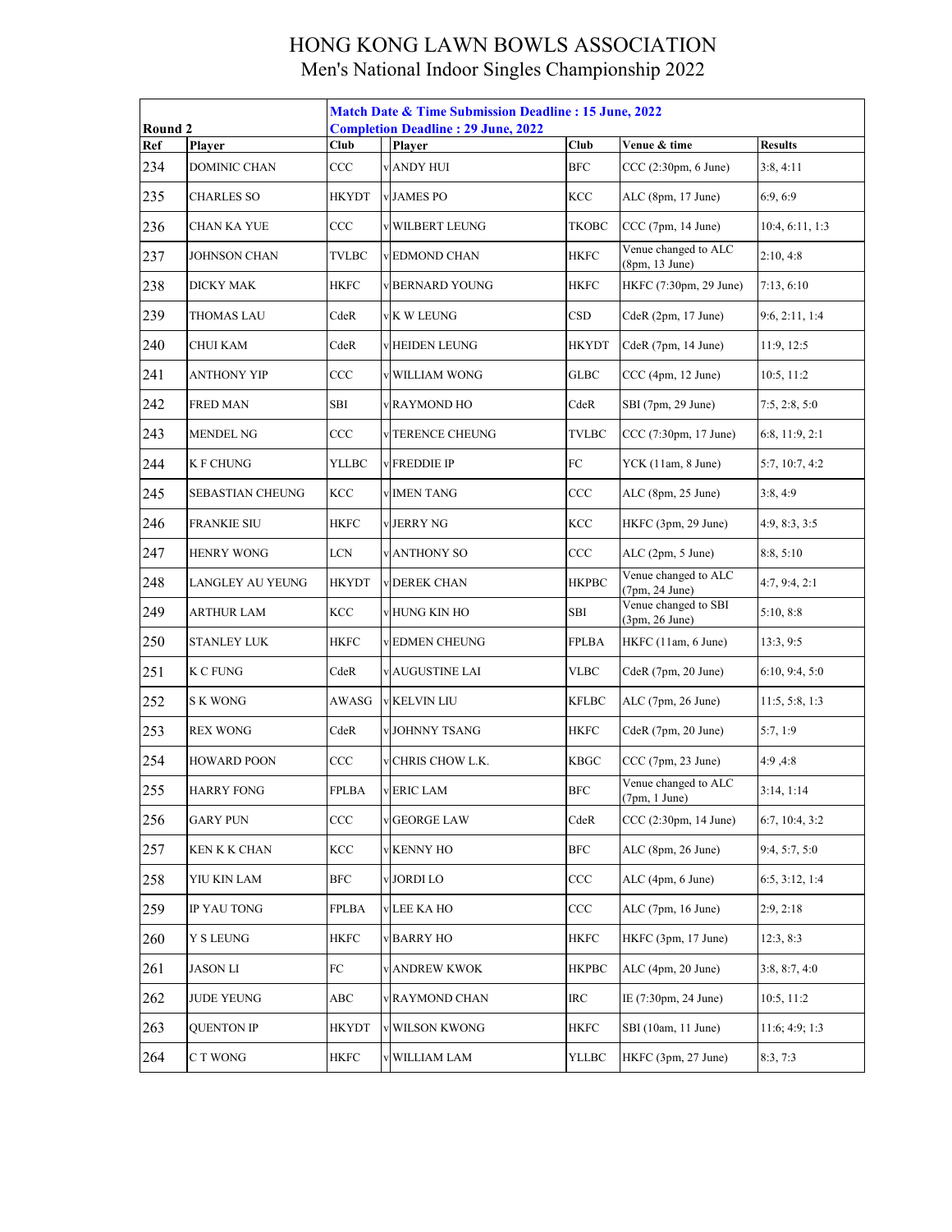# HONG KONG LAWN BOWLS ASSOCIATION
## Men's National Indoor Singles Championship 2022

| Round 2 | | Match Date & Time Submission Deadline : 15 June, 2022<br>Completion Deadline : 29 June, 2022 | | | | | |
|---|---|---|---|---|---|---|---|
| Ref | Player | Club | | Player | Club | Venue & time | Results |
| 234 | DOMINIC CHAN | CCC | v | ANDY HUI | BFC | CCC (2:30pm, 6 June) | 3:8, 4:11 |
| 235 | CHARLES SO | HKYDT | v | JAMES PO | KCC | ALC (8pm, 17 June) | 6:9, 6:9 |
| 236 | CHAN KA YUE | CCC | v | WILBERT LEUNG | TKOBC | CCC (7pm, 14 June) | 10:4, 6:11, 1:3 |
| 237 | JOHNSON CHAN | TVLBC | v | EDMOND CHAN | HKFC | Venue changed to ALC (8pm, 13 June) | 2:10, 4:8 |
| 238 | DICKY MAK | HKFC | v | BERNARD YOUNG | HKFC | HKFC (7:30pm, 29 June) | 7:13, 6:10 |
| 239 | THOMAS LAU | CdeR | v | K W LEUNG | CSD | CdeR (2pm, 17 June) | 9:6, 2:11, 1:4 |
| 240 | CHUI KAM | CdeR | v | HEIDEN LEUNG | HKYDT | CdeR (7pm, 14 June) | 11:9, 12:5 |
| 241 | ANTHONY YIP | CCC | v | WILLIAM WONG | GLBC | CCC (4pm, 12 June) | 10:5, 11:2 |
| 242 | FRED MAN | SBI | v | RAYMOND HO | CdeR | SBI (7pm, 29 June) | 7:5, 2:8, 5:0 |
| 243 | MENDEL NG | CCC | v | TERENCE CHEUNG | TVLBC | CCC (7:30pm, 17 June) | 6:8, 11:9, 2:1 |
| 244 | K F CHUNG | YLLBC | v | FREDDIE IP | FC | YCK (11am, 8 June) | 5:7, 10:7, 4:2 |
| 245 | SEBASTIAN CHEUNG | KCC | v | IMEN TANG | CCC | ALC (8pm, 25 June) | 3:8, 4:9 |
| 246 | FRANKIE SIU | HKFC | v | JERRY NG | KCC | HKFC (3pm, 29 June) | 4:9, 8:3, 3:5 |
| 247 | HENRY WONG | LCN | v | ANTHONY SO | CCC | ALC (2pm, 5 June) | 8:8, 5:10 |
| 248 | LANGLEY AU YEUNG | HKYDT | v | DEREK CHAN | HKPBC | Venue changed to ALC (7pm, 24 June) | 4:7, 9:4, 2:1 |
| 249 | ARTHUR LAM | KCC | v | HUNG KIN HO | SBI | Venue changed to SBI (3pm, 26 June) | 5:10, 8:8 |
| 250 | STANLEY LUK | HKFC | v | EDMEN CHEUNG | FPLBA | HKFC (11am, 6 June) | 13:3, 9:5 |
| 251 | K C FUNG | CdeR | v | AUGUSTINE LAI | VLBC | CdeR (7pm, 20 June) | 6:10, 9:4, 5:0 |
| 252 | S K WONG | AWASG | v | KELVIN LIU | KFLBC | ALC (7pm, 26 June) | 11:5, 5:8, 1:3 |
| 253 | REX WONG | CdeR | v | JOHNNY TSANG | HKFC | CdeR (7pm, 20 June) | 5:7, 1:9 |
| 254 | HOWARD POON | CCC | v | CHRIS CHOW L.K. | KBGC | CCC (7pm, 23 June) | 4:9 ,4:8 |
| 255 | HARRY FONG | FPLBA | v | ERIC LAM | BFC | Venue changed to ALC (7pm, 1 June) | 3:14, 1:14 |
| 256 | GARY PUN | CCC | v | GEORGE LAW | CdeR | CCC (2:30pm, 14 June) | 6:7, 10:4, 3:2 |
| 257 | KEN K K CHAN | KCC | v | KENNY HO | BFC | ALC (8pm, 26 June) | 9:4, 5:7, 5:0 |
| 258 | YIU KIN LAM | BFC | v | JORDI LO | CCC | ALC (4pm, 6 June) | 6:5, 3:12, 1:4 |
| 259 | IP YAU TONG | FPLBA | v | LEE KA HO | CCC | ALC (7pm, 16 June) | 2:9, 2:18 |
| 260 | Y S LEUNG | HKFC | v | BARRY HO | HKFC | HKFC (3pm, 17 June) | 12:3, 8:3 |
| 261 | JASON LI | FC | v | ANDREW KWOK | HKPBC | ALC (4pm, 20 June) | 3:8, 8:7, 4:0 |
| 262 | JUDE YEUNG | ABC | v | RAYMOND CHAN | IRC | IE (7:30pm, 24 June) | 10:5, 11:2 |
| 263 | QUENTON IP | HKYDT | v | WILSON KWONG | HKFC | SBI (10am, 11 June) | 11:6; 4:9; 1:3 |
| 264 | C T WONG | HKFC | v | WILLIAM LAM | YLLBC | HKFC (3pm, 27 June) | 8:3, 7:3 |